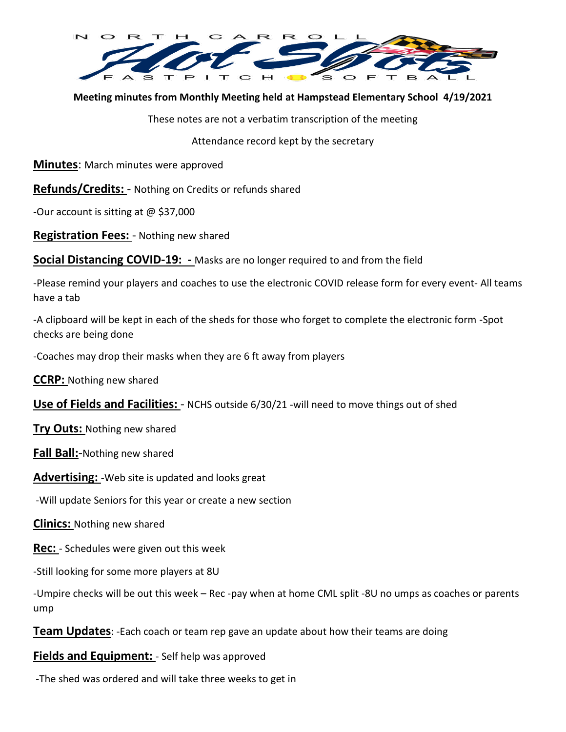NORTH CARROLL Hot Shots FASTPITCH SOFTBALL

**Meeting minutes from Monthly Meeting held at Hampstead Elementary School 4/19/2021**

These notes are not a verbatim transcription of the meeting

Attendance record kept by the secretary

**Minutes**: March minutes were approved

**Refunds/Credits:** - Nothing on Credits or refunds shared

-Our account is sitting at @ $37,000

**Registration Fees:** - Nothing new shared

**Social Distancing COVID-19: -** Masks are no longer required to and from the field

-Please remind your players and coaches to use the electronic COVID release form for every event- All teams have a tab

-A clipboard will be kept in each of the sheds for those who forget to complete the electronic form -Spot checks are being done

-Coaches may drop their masks when they are 6 ft away from players

**CCRP:** Nothing new shared

**Use of Fields and Facilities:** - NCHS outside 6/30/21 -will need to move things out of shed

**Try Outs:** Nothing new shared

**Fall Ball:**-Nothing new shared

**Advertising:** -Web site is updated and looks great

-Will update Seniors for this year or create a new section

**Clinics:** Nothing new shared

**Rec:** - Schedules were given out this week

-Still looking for some more players at 8U

-Umpire checks will be out this week – Rec -pay when at home CML split -8U no umps as coaches or parents ump

**Team Updates**: -Each coach or team rep gave an update about how their teams are doing

**Fields and Equipment:** - Self help was approved

-The shed was ordered and will take three weeks to get in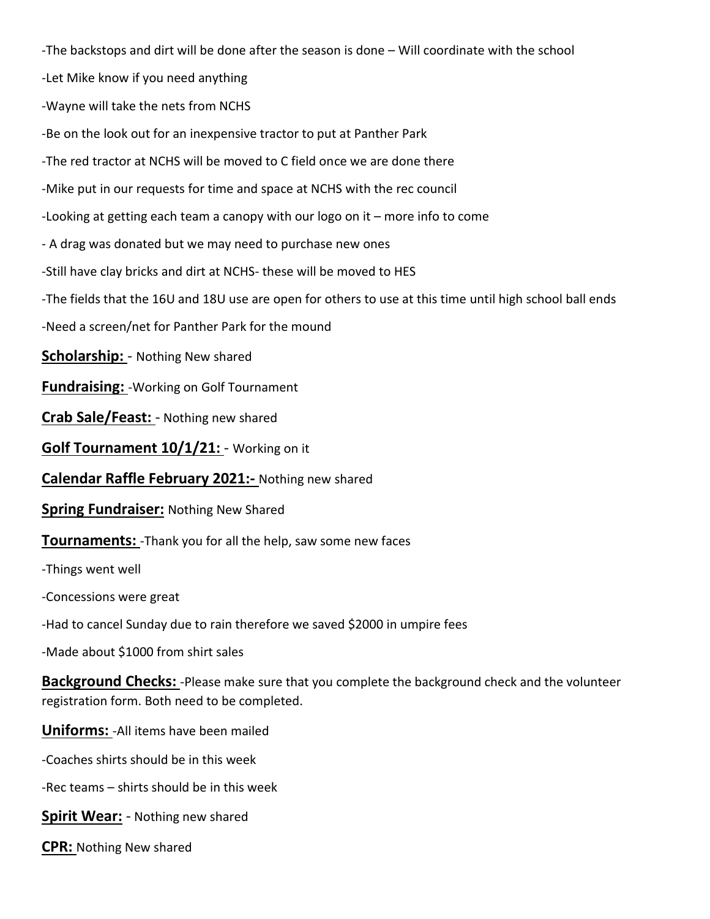-The backstops and dirt will be done after the season is done – Will coordinate with the school

-Let Mike know if you need anything

-Wayne will take the nets from NCHS

-Be on the look out for an inexpensive tractor to put at Panther Park

-The red tractor at NCHS will be moved to C field once we are done there

-Mike put in our requests for time and space at NCHS with the rec council

-Looking at getting each team a canopy with our logo on it – more info to come

- A drag was donated but we may need to purchase new ones

-Still have clay bricks and dirt at NCHS- these will be moved to HES

-The fields that the 16U and 18U use are open for others to use at this time until high school ball ends

-Need a screen/net for Panther Park for the mound

**Scholarship:** - Nothing New shared

**Fundraising:** -Working on Golf Tournament

**Crab Sale/Feast:** - Nothing new shared

**Golf Tournament 10/1/21:** - Working on it

**Calendar Raffle February 2021:-** Nothing new shared

**Spring Fundraiser:** Nothing New Shared

**Tournaments:** -Thank you for all the help, saw some new faces

-Things went well

-Concessions were great

-Had to cancel Sunday due to rain therefore we saved $2000 in umpire fees

-Made about $1000 from shirt sales

**Background Checks:** -Please make sure that you complete the background check and the volunteer registration form. Both need to be completed.

**Uniforms:** -All items have been mailed

-Coaches shirts should be in this week

-Rec teams – shirts should be in this week

**Spirit Wear:** - Nothing new shared

**CPR:** Nothing New shared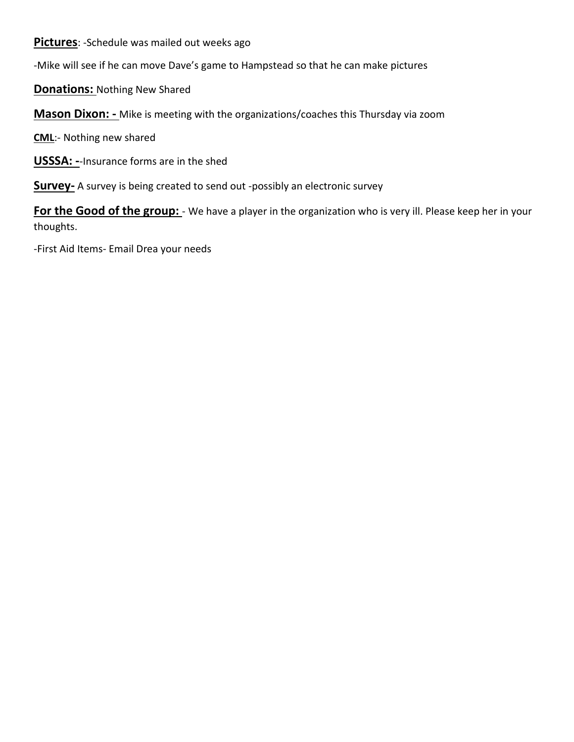**Pictures**: -Schedule was mailed out weeks ago

-Mike will see if he can move Dave's game to Hampstead so that he can make pictures

**Donations:** Nothing New Shared

**Mason Dixon: -** Mike is meeting with the organizations/coaches this Thursday via zoom

**CML**:- Nothing new shared

**USSSA: -**-Insurance forms are in the shed

**Survey-** A survey is being created to send out -possibly an electronic survey

**For the Good of the group:** - We have a player in the organization who is very ill. Please keep her in your thoughts.

-First Aid Items- Email Drea your needs